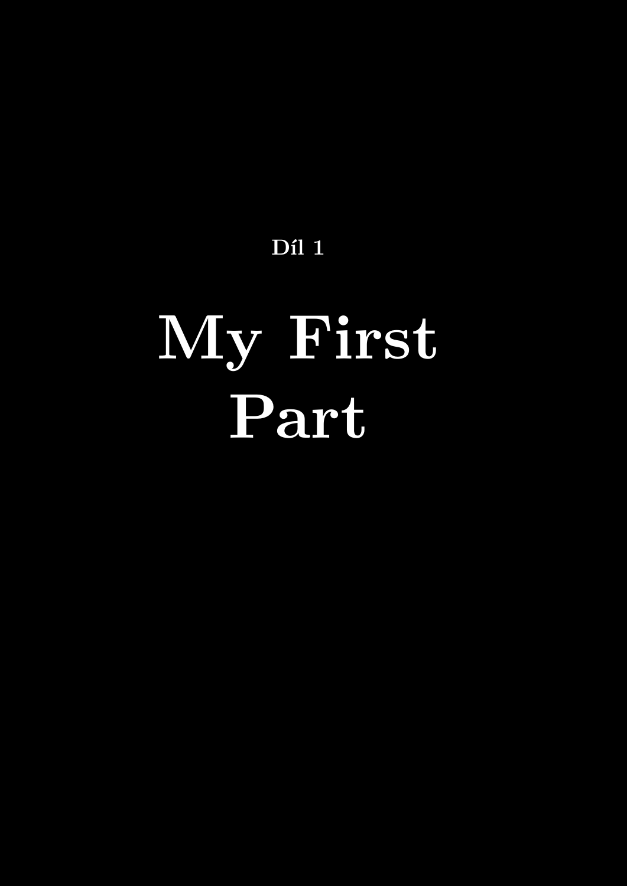Díl 1

# My First Part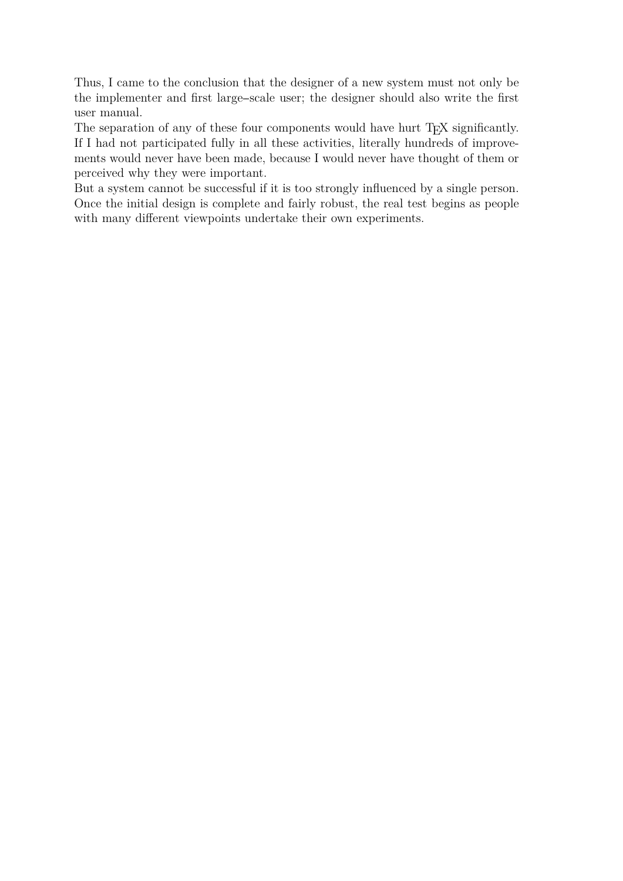Thus, I came to the conclusion that the designer of a new system must not only be the implementer and first large–scale user; the designer should also write the first user manual.

The separation of any of these four components would have hurt TEX significantly. If I had not participated fully in all these activities, literally hundreds of improvements would never have been made, because I would never have thought of them or perceived why they were important.

But a system cannot be successful if it is too strongly influenced by a single person. Once the initial design is complete and fairly robust, the real test begins as people with many different viewpoints undertake their own experiments.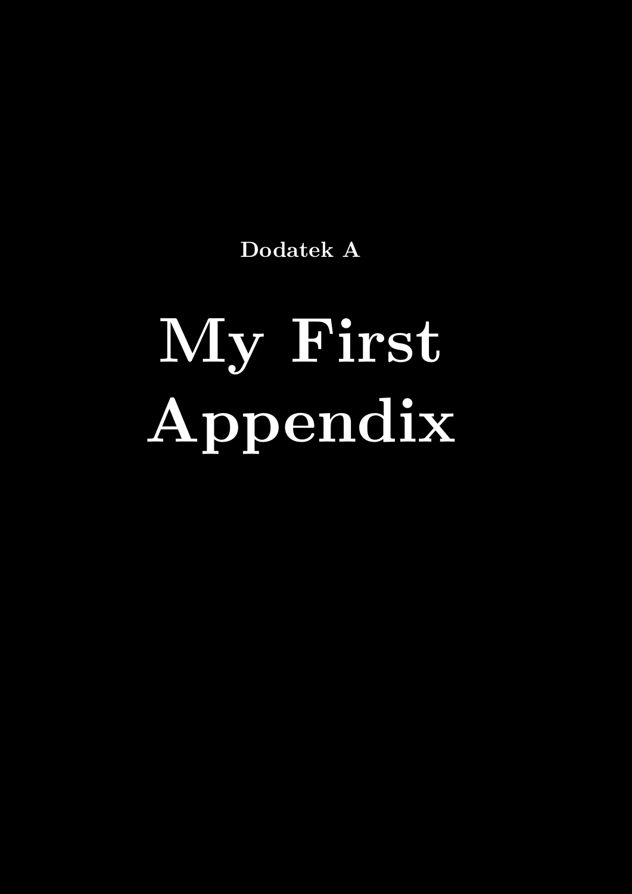Dodatek A

# My First Appendix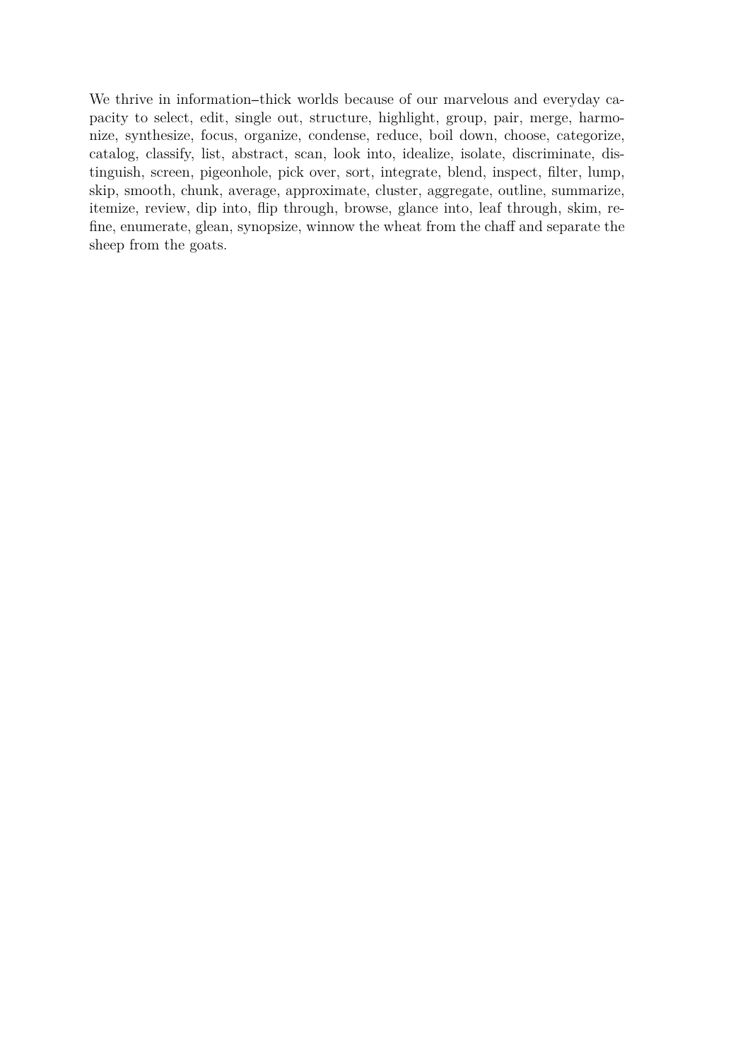We thrive in information–thick worlds because of our marvelous and everyday capacity to select, edit, single out, structure, highlight, group, pair, merge, harmonize, synthesize, focus, organize, condense, reduce, boil down, choose, categorize, catalog, classify, list, abstract, scan, look into, idealize, isolate, discriminate, distinguish, screen, pigeonhole, pick over, sort, integrate, blend, inspect, filter, lump, skip, smooth, chunk, average, approximate, cluster, aggregate, outline, summarize, itemize, review, dip into, flip through, browse, glance into, leaf through, skim, refine, enumerate, glean, synopsize, winnow the wheat from the chaff and separate the sheep from the goats.